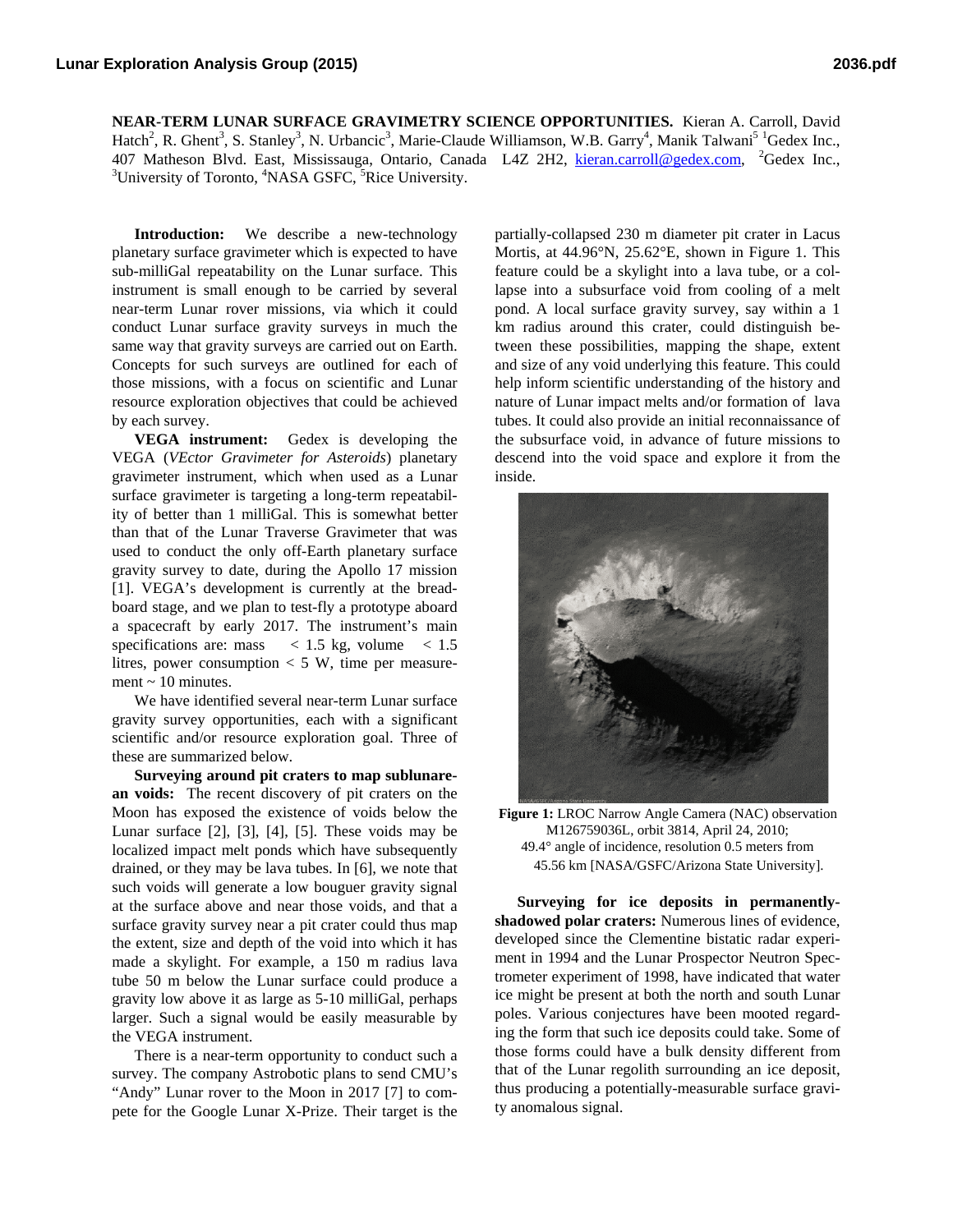**NEAR-TERM LUNAR SURFACE GRAVIMETRY SCIENCE OPPORTUNITIES.** Kieran A. Carroll, David Hatch[2], R. Ghent[3], S. Stanley[3], N. Urbancic[3], Marie-Claude Williamson, W.B. Garry[4], Manik Talwani[5] [1]Gedex Inc., 407 Matheson Blvd. East, Mississauga, Ontario, Canada L4Z 2H2, kieran.carroll@gedex.com, [2]Gedex Inc., [3]University of Toronto, [4]NASA GSFC, [5]Rice University.

**Introduction:** We describe a new-technology planetary surface gravimeter which is expected to have sub-milliGal repeatability on the Lunar surface. This instrument is small enough to be carried by several near-term Lunar rover missions, via which it could conduct Lunar surface gravity surveys in much the same way that gravity surveys are carried out on Earth. Concepts for such surveys are outlined for each of those missions, with a focus on scientific and Lunar resource exploration objectives that could be achieved by each survey.

**VEGA instrument:** Gedex is developing the VEGA (*VEctor Gravimeter for Asteroids*) planetary gravimeter instrument, which when used as a Lunar surface gravimeter is targeting a long-term repeatability of better than 1 milliGal. This is somewhat better than that of the Lunar Traverse Gravimeter that was used to conduct the only off-Earth planetary surface gravity survey to date, during the Apollo 17 mission [1]. VEGA's development is currently at the breadboard stage, and we plan to test-fly a prototype aboard a spacecraft by early 2017. The instrument's main specifications are: mass < 1.5 kg, volume < 1.5 litres, power consumption < 5 W, time per measurement ~ 10 minutes.

We have identified several near-term Lunar surface gravity survey opportunities, each with a significant scientific and/or resource exploration goal. Three of these are summarized below.

**Surveying around pit craters to map sublunarean voids:** The recent discovery of pit craters on the Moon has exposed the existence of voids below the Lunar surface [2], [3], [4], [5]. These voids may be localized impact melt ponds which have subsequently drained, or they may be lava tubes. In [6], we note that such voids will generate a low bouguer gravity signal at the surface above and near those voids, and that a surface gravity survey near a pit crater could thus map the extent, size and depth of the void into which it has made a skylight. For example, a 150 m radius lava tube 50 m below the Lunar surface could produce a gravity low above it as large as 5-10 milliGal, perhaps larger. Such a signal would be easily measurable by the VEGA instrument.

There is a near-term opportunity to conduct such a survey. The company Astrobotic plans to send CMU's "Andy" Lunar rover to the Moon in 2017 [7] to compete for the Google Lunar X-Prize. Their target is the partially-collapsed 230 m diameter pit crater in Lacus Mortis, at 44.96°N, 25.62°E, shown in Figure 1. This feature could be a skylight into a lava tube, or a collapse into a subsurface void from cooling of a melt pond. A local surface gravity survey, say within a 1 km radius around this crater, could distinguish between these possibilities, mapping the shape, extent and size of any void underlying this feature. This could help inform scientific understanding of the history and nature of Lunar impact melts and/or formation of lava tubes. It could also provide an initial reconnaissance of the subsurface void, in advance of future missions to descend into the void space and explore it from the inside.

**Figure 1:** LROC Narrow Angle Camera (NAC) observation M126759036L, orbit 3814, April 24, 2010; 49.4° angle of incidence, resolution 0.5 meters from 45.56 km [NASA/GSFC/Arizona State University].

**Surveying for ice deposits in permanently-shadowed polar craters:** Numerous lines of evidence, developed since the Clementine bistatic radar experiment in 1994 and the Lunar Prospector Neutron Spectrometer experiment of 1998, have indicated that water ice might be present at both the north and south Lunar poles. Various conjectures have been mooted regarding the form that such ice deposits could take. Some of those forms could have a bulk density different from that of the Lunar regolith surrounding an ice deposit, thus producing a potentially-measurable surface gravity anomalous signal.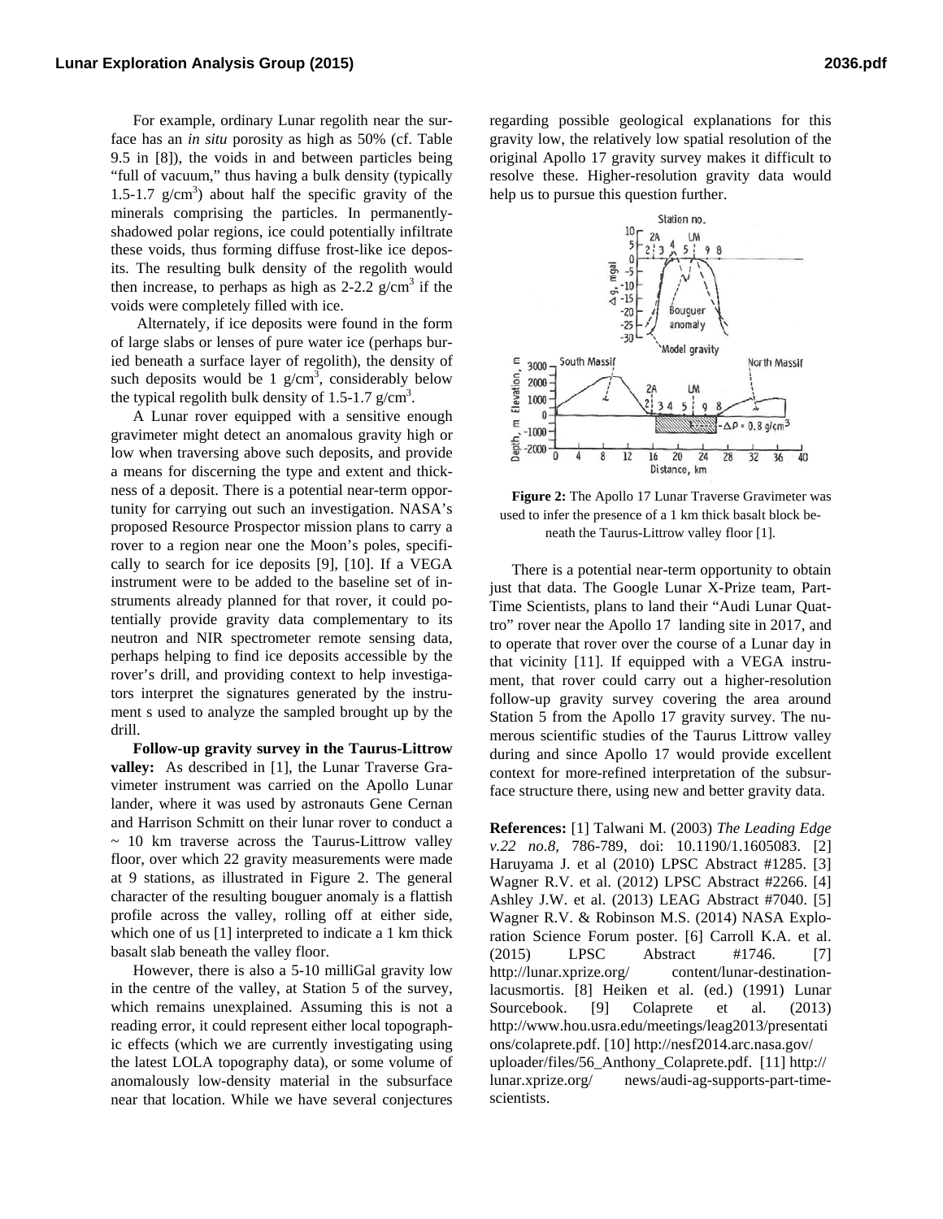For example, ordinary Lunar regolith near the surface has an *in situ* porosity as high as 50% (cf. Table 9.5 in [8]), the voids in and between particles being "full of vacuum," thus having a bulk density (typically 1.5-1.7 g/cm$^3$) about half the specific gravity of the minerals comprising the particles. In permanently-shadowed polar regions, ice could potentially infiltrate these voids, thus forming diffuse frost-like ice deposits. The resulting bulk density of the regolith would then increase, to perhaps as high as 2-2.2 g/cm$^3$ if the voids were completely filled with ice.

Alternately, if ice deposits were found in the form of large slabs or lenses of pure water ice (perhaps buried beneath a surface layer of regolith), the density of such deposits would be 1 g/cm$^3$, considerably below the typical regolith bulk density of 1.5-1.7 g/cm$^3$.

A Lunar rover equipped with a sensitive enough gravimeter might detect an anomalous gravity high or low when traversing above such deposits, and provide a means for discerning the type and extent and thickness of a deposit. There is a potential near-term opportunity for carrying out such an investigation. NASA's proposed Resource Prospector mission plans to carry a rover to a region near one the Moon's poles, specifically to search for ice deposits [9], [10]. If a VEGA instrument were to be added to the baseline set of instruments already planned for that rover, it could potentially provide gravity data complementary to its neutron and NIR spectrometer remote sensing data, perhaps helping to find ice deposits accessible by the rover's drill, and providing context to help investigators interpret the signatures generated by the instrument s used to analyze the sampled brought up by the drill.

**Follow-up gravity survey in the Taurus-Littrow valley:** As described in [1], the Lunar Traverse Gravimeter instrument was carried on the Apollo Lunar lander, where it was used by astronauts Gene Cernan and Harrison Schmitt on their lunar rover to conduct a ~ 10 km traverse across the Taurus-Littrow valley floor, over which 22 gravity measurements were made at 9 stations, as illustrated in Figure 2. The general character of the resulting bouguer anomaly is a flattish profile across the valley, rolling off at either side, which one of us [1] interpreted to indicate a 1 km thick basalt slab beneath the valley floor.

However, there is also a 5-10 milliGal gravity low in the centre of the valley, at Station 5 of the survey, which remains unexplained. Assuming this is not a reading error, it could represent either local topographic effects (which we are currently investigating using the latest LOLA topography data), or some volume of anomalously low-density material in the subsurface near that location. While we have several conjectures regarding possible geological explanations for this gravity low, the relatively low spatial resolution of the original Apollo 17 gravity survey makes it difficult to resolve these. Higher-resolution gravity data would help us to pursue this question further.

Station no.
2A LM
2 3 4 5 9 8
Δg, mgal
10 5 0 -5 -10 -15 -20 -25 -30
Bouguer anomaly
Model gravity
South Massif
North Massif
Depth, m Elevation, m
3000 2000 1000 0 -1000 -2000
2A LM
2 3 4 5 9 8
-Δρ = 0.8 g/cm$^3$
0 4 8 12 16 20 24 28 32 36 40
Distance, km

**Figure 2:** The Apollo 17 Lunar Traverse Gravimeter was used to infer the presence of a 1 km thick basalt block beneath the Taurus-Littrow valley floor [1].

There is a potential near-term opportunity to obtain just that data. The Google Lunar X-Prize team, Part-Time Scientists, plans to land their "Audi Lunar Quattro" rover near the Apollo 17 landing site in 2017, and to operate that rover over the course of a Lunar day in that vicinity [11]. If equipped with a VEGA instrument, that rover could carry out a higher-resolution follow-up gravity survey covering the area around Station 5 from the Apollo 17 gravity survey. The numerous scientific studies of the Taurus Littrow valley during and since Apollo 17 would provide excellent context for more-refined interpretation of the subsurface structure there, using new and better gravity data.

**References:** [1] Talwani M. (2003) *The Leading Edge v.22 no.8*, 786-789, doi: 10.1190/1.1605083. [2] Haruyama J. et al (2010) LPSC Abstract #1285. [3] Wagner R.V. et al. (2012) LPSC Abstract #2266. [4] Ashley J.W. et al. (2013) LEAG Abstract #7040. [5] Wagner R.V. & Robinson M.S. (2014) NASA Exploration Science Forum poster. [6] Carroll K.A. et al. (2015) LPSC Abstract #1746. [7] http://lunar.xprize.org/ content/lunar-destination-lacusmortis. [8] Heiken et al. (ed.) (1991) Lunar Sourcebook. [9] Colaprete et al. (2013) http://www.hou.usra.edu/meetings/leag2013/presentations/colaprete.pdf. [10] http://nesf2014.arc.nasa.gov/ uploader/files/56_Anthony_Colaprete.pdf. [11] http:// lunar.xprize.org/ news/audi-ag-supports-part-time-scientists.